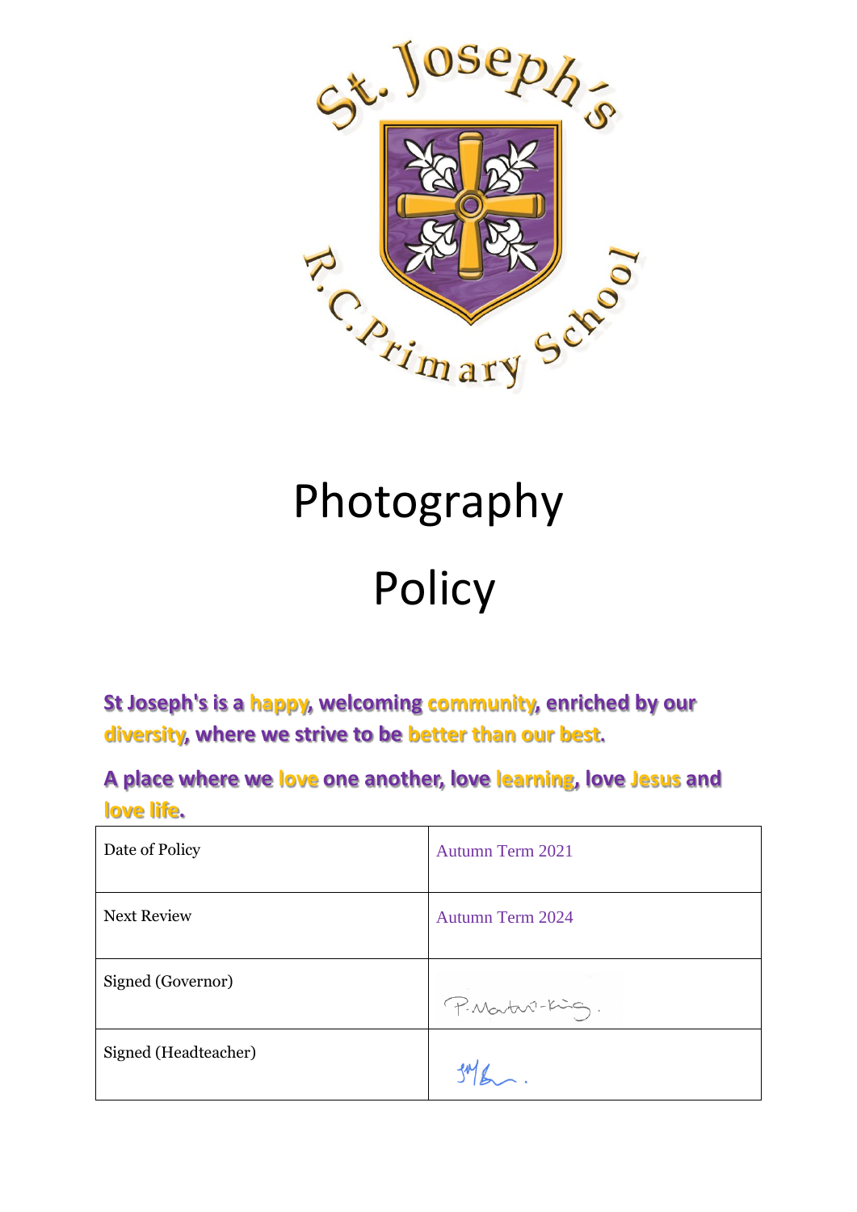# Photography Policy

**St Joseph's is a happy, welcoming community, enriched by our diversity, where we strive to be better than our best.**

**A place where we love one another, love learning, love Jesus and love life.**

| Date of Policy | Autumn Term 2021 |
| --- | --- |
| Next Review | Autumn Term 2024 |
| Signed (Governor) | P.Martin-King. |
| Signed (Headteacher) | JMB. |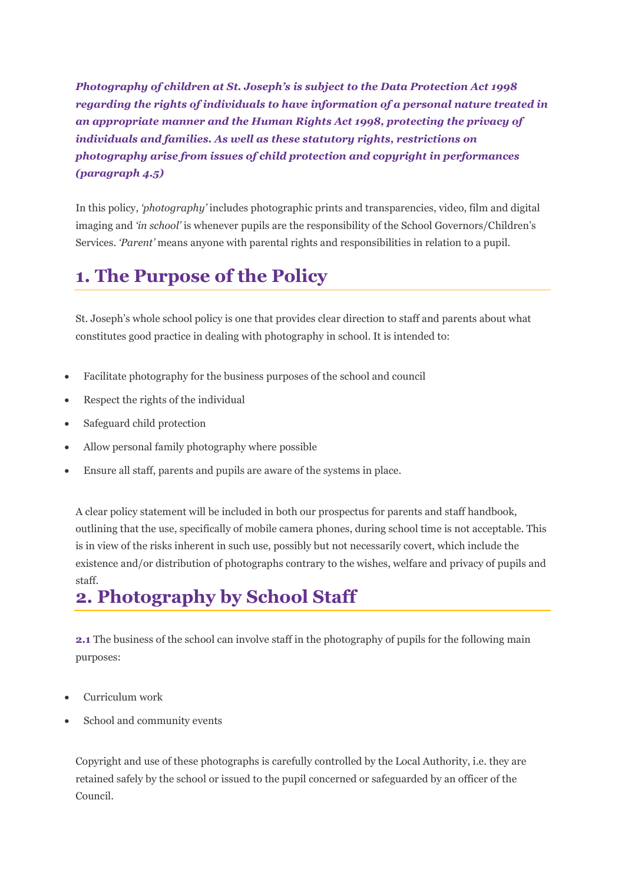***Photography of children at St. Joseph's is subject to the Data Protection Act 1998 regarding the rights of individuals to have information of a personal nature treated in an appropriate manner and the Human Rights Act 1998, protecting the privacy of individuals and families. As well as these statutory rights, restrictions on photography arise from issues of child protection and copyright in performances (paragraph 4.5)***

In this policy, *'photography'* includes photographic prints and transparencies, video, film and digital imaging and *'in school'* is whenever pupils are the responsibility of the School Governors/Children's Services. *'Parent'* means anyone with parental rights and responsibilities in relation to a pupil.

## 1. The Purpose of the Policy

St. Joseph's whole school policy is one that provides clear direction to staff and parents about what constitutes good practice in dealing with photography in school. It is intended to:

- Facilitate photography for the business purposes of the school and council
- Respect the rights of the individual
- Safeguard child protection
- Allow personal family photography where possible
- Ensure all staff, parents and pupils are aware of the systems in place.

A clear policy statement will be included in both our prospectus for parents and staff handbook, outlining that the use, specifically of mobile camera phones, during school time is not acceptable. This is in view of the risks inherent in such use, possibly but not necessarily covert, which include the existence and/or distribution of photographs contrary to the wishes, welfare and privacy of pupils and staff.

## 2. Photography by School Staff

**2.1** The business of the school can involve staff in the photography of pupils for the following main purposes:

- Curriculum work
- School and community events

Copyright and use of these photographs is carefully controlled by the Local Authority, i.e. they are retained safely by the school or issued to the pupil concerned or safeguarded by an officer of the Council.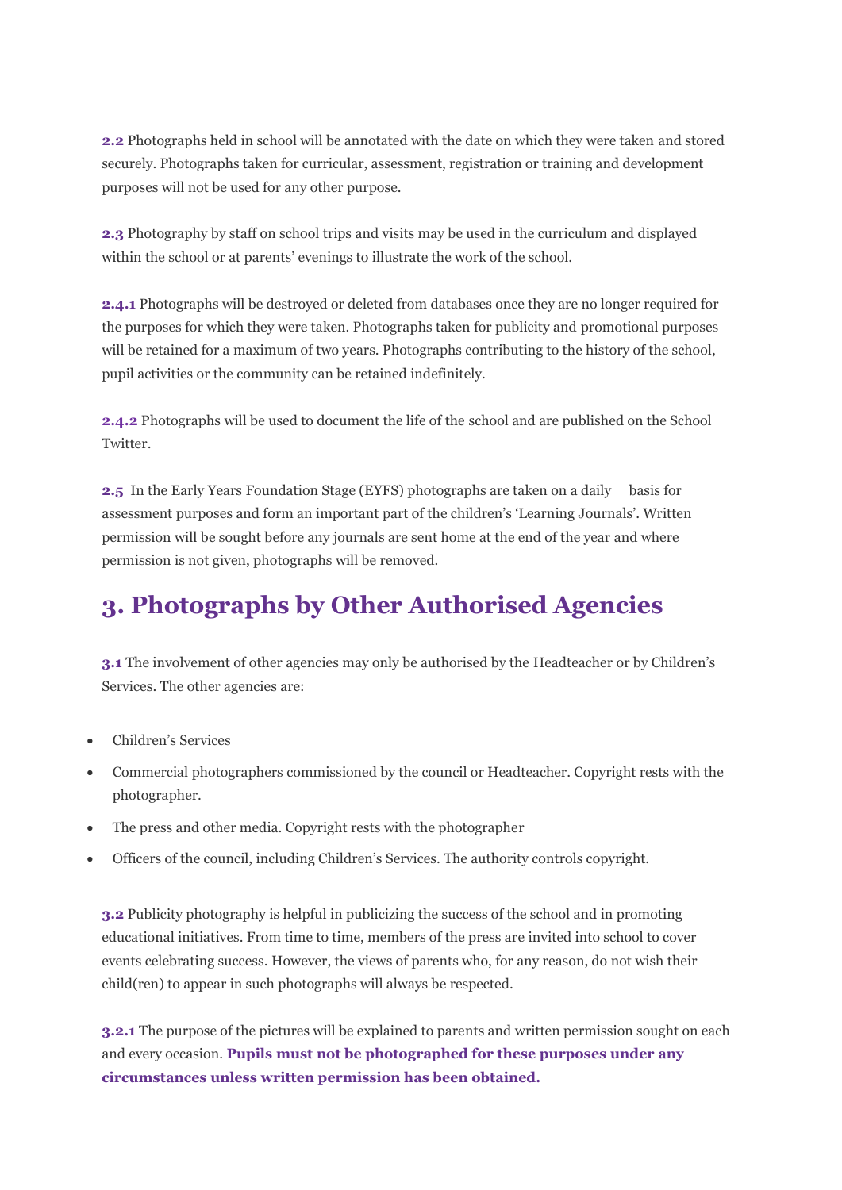**2.2** Photographs held in school will be annotated with the date on which they were taken and stored securely. Photographs taken for curricular, assessment, registration or training and development purposes will not be used for any other purpose.

**2.3** Photography by staff on school trips and visits may be used in the curriculum and displayed within the school or at parents' evenings to illustrate the work of the school.

**2.4.1** Photographs will be destroyed or deleted from databases once they are no longer required for the purposes for which they were taken. Photographs taken for publicity and promotional purposes will be retained for a maximum of two years. Photographs contributing to the history of the school, pupil activities or the community can be retained indefinitely.

**2.4.2** Photographs will be used to document the life of the school and are published on the School Twitter.

**2.5** In the Early Years Foundation Stage (EYFS) photographs are taken on a daily basis for assessment purposes and form an important part of the children's 'Learning Journals'. Written permission will be sought before any journals are sent home at the end of the year and where permission is not given, photographs will be removed.

## 3. Photographs by Other Authorised Agencies

**3.1** The involvement of other agencies may only be authorised by the Headteacher or by Children's Services. The other agencies are:

- Children's Services
- Commercial photographers commissioned by the council or Headteacher. Copyright rests with the photographer.
- The press and other media. Copyright rests with the photographer
- Officers of the council, including Children's Services. The authority controls copyright.

**3.2** Publicity photography is helpful in publicizing the success of the school and in promoting educational initiatives. From time to time, members of the press are invited into school to cover events celebrating success. However, the views of parents who, for any reason, do not wish their child(ren) to appear in such photographs will always be respected.

**3.2.1** The purpose of the pictures will be explained to parents and written permission sought on each and every occasion. **Pupils must not be photographed for these purposes under any circumstances unless written permission has been obtained.**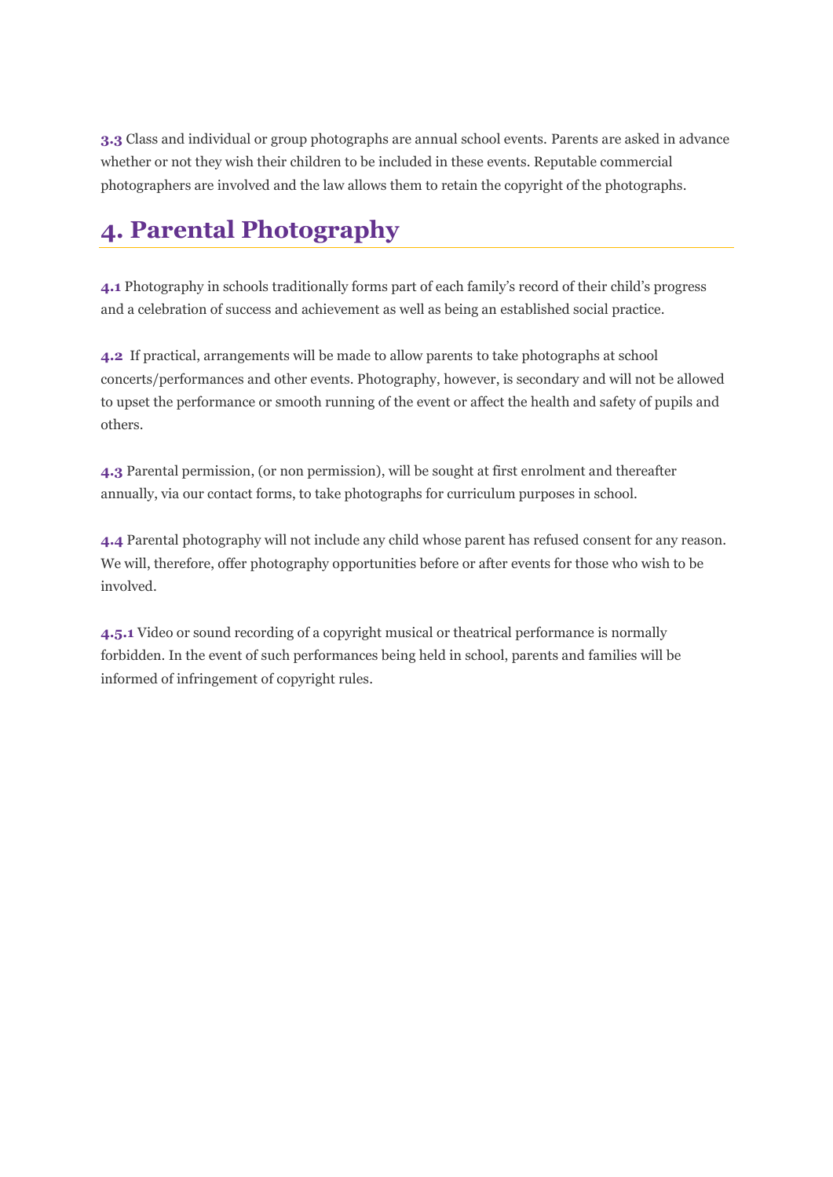**3.3** Class and individual or group photographs are annual school events. Parents are asked in advance whether or not they wish their children to be included in these events. Reputable commercial photographers are involved and the law allows them to retain the copyright of the photographs.

## 4. Parental Photography

**4.1** Photography in schools traditionally forms part of each family's record of their child's progress and a celebration of success and achievement as well as being an established social practice.

**4.2** If practical, arrangements will be made to allow parents to take photographs at school concerts/performances and other events. Photography, however, is secondary and will not be allowed to upset the performance or smooth running of the event or affect the health and safety of pupils and others.

**4.3** Parental permission, (or non permission), will be sought at first enrolment and thereafter annually, via our contact forms, to take photographs for curriculum purposes in school.

**4.4** Parental photography will not include any child whose parent has refused consent for any reason. We will, therefore, offer photography opportunities before or after events for those who wish to be involved.

**4.5.1** Video or sound recording of a copyright musical or theatrical performance is normally forbidden. In the event of such performances being held in school, parents and families will be informed of infringement of copyright rules.